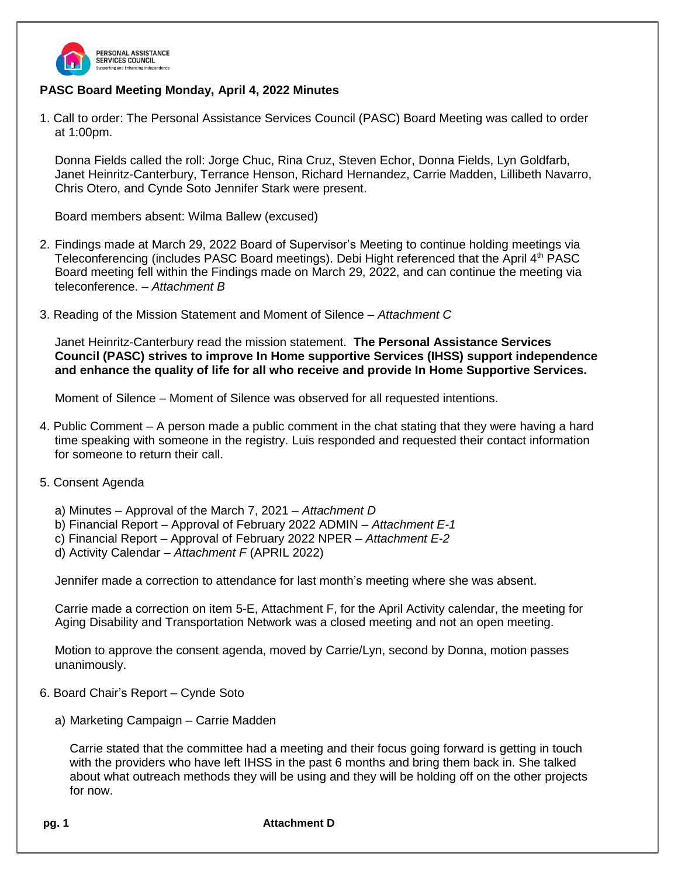PERSONAL ASSISTANCE SERVICES COUNCIL
Supporting and Enhancing Independence

**PASC Board Meeting Monday, April 4, 2022 Minutes**

1. Call to order: The Personal Assistance Services Council (PASC) Board Meeting was called to order at 1:00pm.

   Donna Fields called the roll: Jorge Chuc, Rina Cruz, Steven Echor, Donna Fields, Lyn Goldfarb, Janet Heinritz-Canterbury, Terrance Henson, Richard Hernandez, Carrie Madden, Lillibeth Navarro, Chris Otero, and Cynde Soto Jennifer Stark were present.

   Board members absent: Wilma Ballew (excused)

2. Findings made at March 29, 2022 Board of Supervisor's Meeting to continue holding meetings via Teleconferencing (includes PASC Board meetings). Debi Hight referenced that the April 4th PASC Board meeting fell within the Findings made on March 29, 2022, and can continue the meeting via teleconference. – *Attachment B*

3. Reading of the Mission Statement and Moment of Silence – *Attachment C*

   Janet Heinritz-Canterbury read the mission statement. **The Personal Assistance Services Council (PASC) strives to improve In Home supportive Services (IHSS) support independence and enhance the quality of life for all who receive and provide In Home Supportive Services.**

   Moment of Silence – Moment of Silence was observed for all requested intentions.

4. Public Comment – A person made a public comment in the chat stating that they were having a hard time speaking with someone in the registry. Luis responded and requested their contact information for someone to return their call.

5. Consent Agenda

   a) Minutes – Approval of the March 7, 2021 – *Attachment D*
   b) Financial Report – Approval of February 2022 ADMIN – *Attachment E-1*
   c) Financial Report – Approval of February 2022 NPER – *Attachment E-2*
   d) Activity Calendar – *Attachment F* (APRIL 2022)

   Jennifer made a correction to attendance for last month's meeting where she was absent.

   Carrie made a correction on item 5-E, Attachment F, for the April Activity calendar, the meeting for Aging Disability and Transportation Network was a closed meeting and not an open meeting.

   Motion to approve the consent agenda, moved by Carrie/Lyn, second by Donna, motion passes unanimously.

6. Board Chair's Report – Cynde Soto

   a) Marketing Campaign – Carrie Madden

      Carrie stated that the committee had a meeting and their focus going forward is getting in touch with the providers who have left IHSS in the past 6 months and bring them back in. She talked about what outreach methods they will be using and they will be holding off on the other projects for now.

**Attachment D**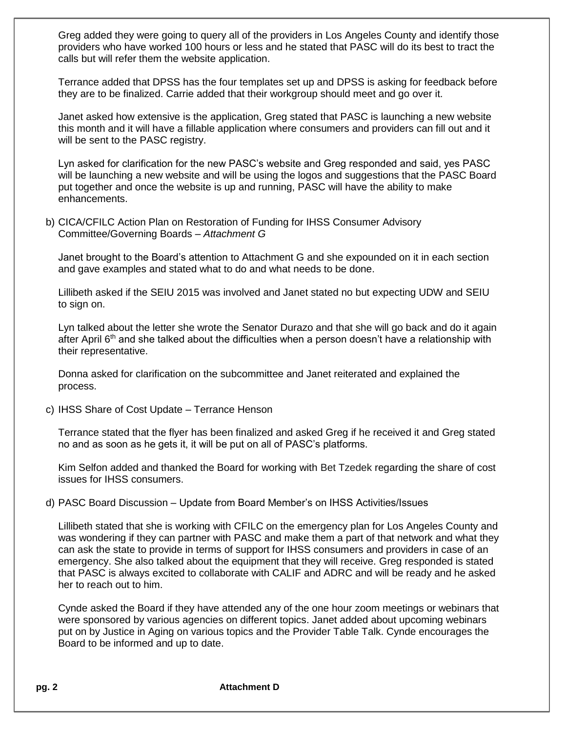Greg added they were going to query all of the providers in Los Angeles County and identify those providers who have worked 100 hours or less and he stated that PASC will do its best to tract the calls but will refer them the website application.

Terrance added that DPSS has the four templates set up and DPSS is asking for feedback before they are to be finalized. Carrie added that their workgroup should meet and go over it.

Janet asked how extensive is the application, Greg stated that PASC is launching a new website this month and it will have a fillable application where consumers and providers can fill out and it will be sent to the PASC registry.

Lyn asked for clarification for the new PASC's website and Greg responded and said, yes PASC will be launching a new website and will be using the logos and suggestions that the PASC Board put together and once the website is up and running, PASC will have the ability to make enhancements.

b) CICA/CFILC Action Plan on Restoration of Funding for IHSS Consumer Advisory Committee/Governing Boards – *Attachment G*

Janet brought to the Board's attention to Attachment G and she expounded on it in each section and gave examples and stated what to do and what needs to be done.

Lillibeth asked if the SEIU 2015 was involved and Janet stated no but expecting UDW and SEIU to sign on.

Lyn talked about the letter she wrote the Senator Durazo and that she will go back and do it again after April 6th and she talked about the difficulties when a person doesn't have a relationship with their representative.

Donna asked for clarification on the subcommittee and Janet reiterated and explained the process.

c) IHSS Share of Cost Update – Terrance Henson

Terrance stated that the flyer has been finalized and asked Greg if he received it and Greg stated no and as soon as he gets it, it will be put on all of PASC's platforms.

Kim Selfon added and thanked the Board for working with Bet Tzedek regarding the share of cost issues for IHSS consumers.

d) PASC Board Discussion – Update from Board Member's on IHSS Activities/Issues

Lillibeth stated that she is working with CFILC on the emergency plan for Los Angeles County and was wondering if they can partner with PASC and make them a part of that network and what they can ask the state to provide in terms of support for IHSS consumers and providers in case of an emergency. She also talked about the equipment that they will receive. Greg responded is stated that PASC is always excited to collaborate with CALIF and ADRC and will be ready and he asked her to reach out to him.

Cynde asked the Board if they have attended any of the one hour zoom meetings or webinars that were sponsored by various agencies on different topics. Janet added about upcoming webinars put on by Justice in Aging on various topics and the Provider Table Talk. Cynde encourages the Board to be informed and up to date.

**Attachment D**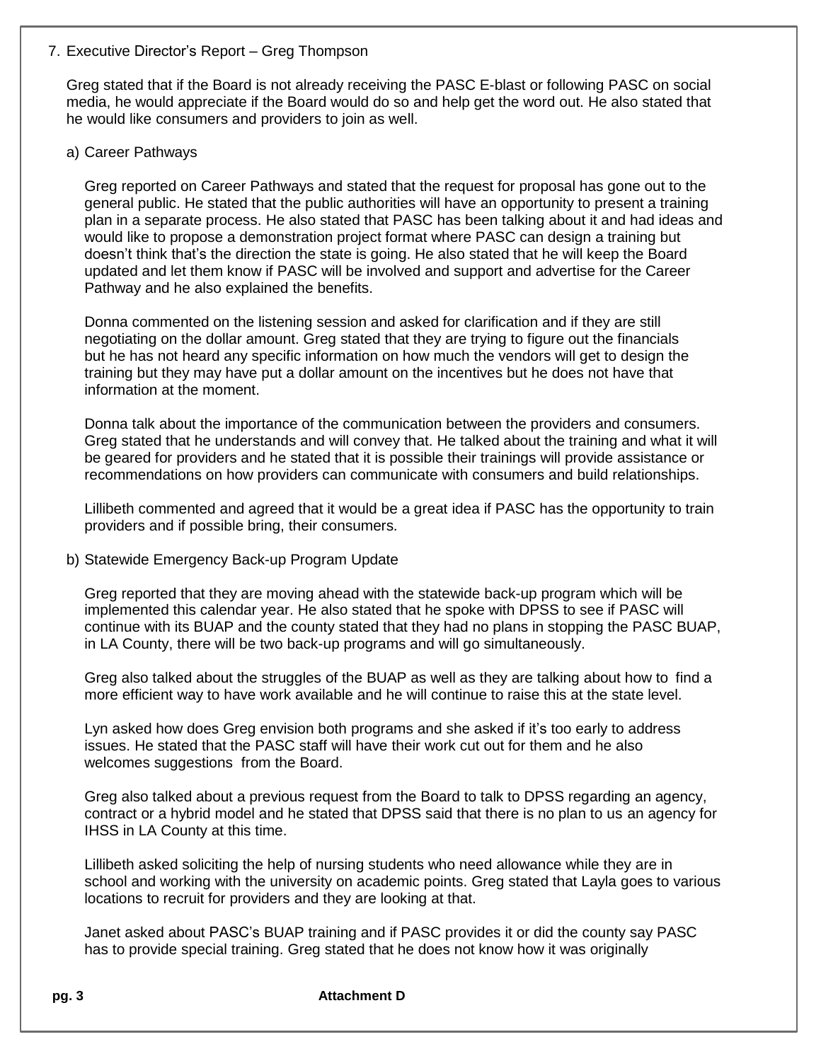7. Executive Director's Report – Greg Thompson

Greg stated that if the Board is not already receiving the PASC E-blast or following PASC on social media, he would appreciate if the Board would do so and help get the word out. He also stated that he would like consumers and providers to join as well.

a) Career Pathways

Greg reported on Career Pathways and stated that the request for proposal has gone out to the general public. He stated that the public authorities will have an opportunity to present a training plan in a separate process. He also stated that PASC has been talking about it and had ideas and would like to propose a demonstration project format where PASC can design a training but doesn't think that's the direction the state is going. He also stated that he will keep the Board updated and let them know if PASC will be involved and support and advertise for the Career Pathway and he also explained the benefits.

Donna commented on the listening session and asked for clarification and if they are still negotiating on the dollar amount. Greg stated that they are trying to figure out the financials but he has not heard any specific information on how much the vendors will get to design the training but they may have put a dollar amount on the incentives but he does not have that information at the moment.

Donna talk about the importance of the communication between the providers and consumers. Greg stated that he understands and will convey that. He talked about the training and what it will be geared for providers and he stated that it is possible their trainings will provide assistance or recommendations on how providers can communicate with consumers and build relationships.

Lillibeth commented and agreed that it would be a great idea if PASC has the opportunity to train providers and if possible bring, their consumers.

b) Statewide Emergency Back-up Program Update

Greg reported that they are moving ahead with the statewide back-up program which will be implemented this calendar year. He also stated that he spoke with DPSS to see if PASC will continue with its BUAP and the county stated that they had no plans in stopping the PASC BUAP, in LA County, there will be two back-up programs and will go simultaneously.

Greg also talked about the struggles of the BUAP as well as they are talking about how to find a more efficient way to have work available and he will continue to raise this at the state level.

Lyn asked how does Greg envision both programs and she asked if it's too early to address issues. He stated that the PASC staff will have their work cut out for them and he also welcomes suggestions from the Board.

Greg also talked about a previous request from the Board to talk to DPSS regarding an agency, contract or a hybrid model and he stated that DPSS said that there is no plan to us an agency for IHSS in LA County at this time.

Lillibeth asked soliciting the help of nursing students who need allowance while they are in school and working with the university on academic points. Greg stated that Layla goes to various locations to recruit for providers and they are looking at that.

Janet asked about PASC's BUAP training and if PASC provides it or did the county say PASC has to provide special training. Greg stated that he does not know how it was originally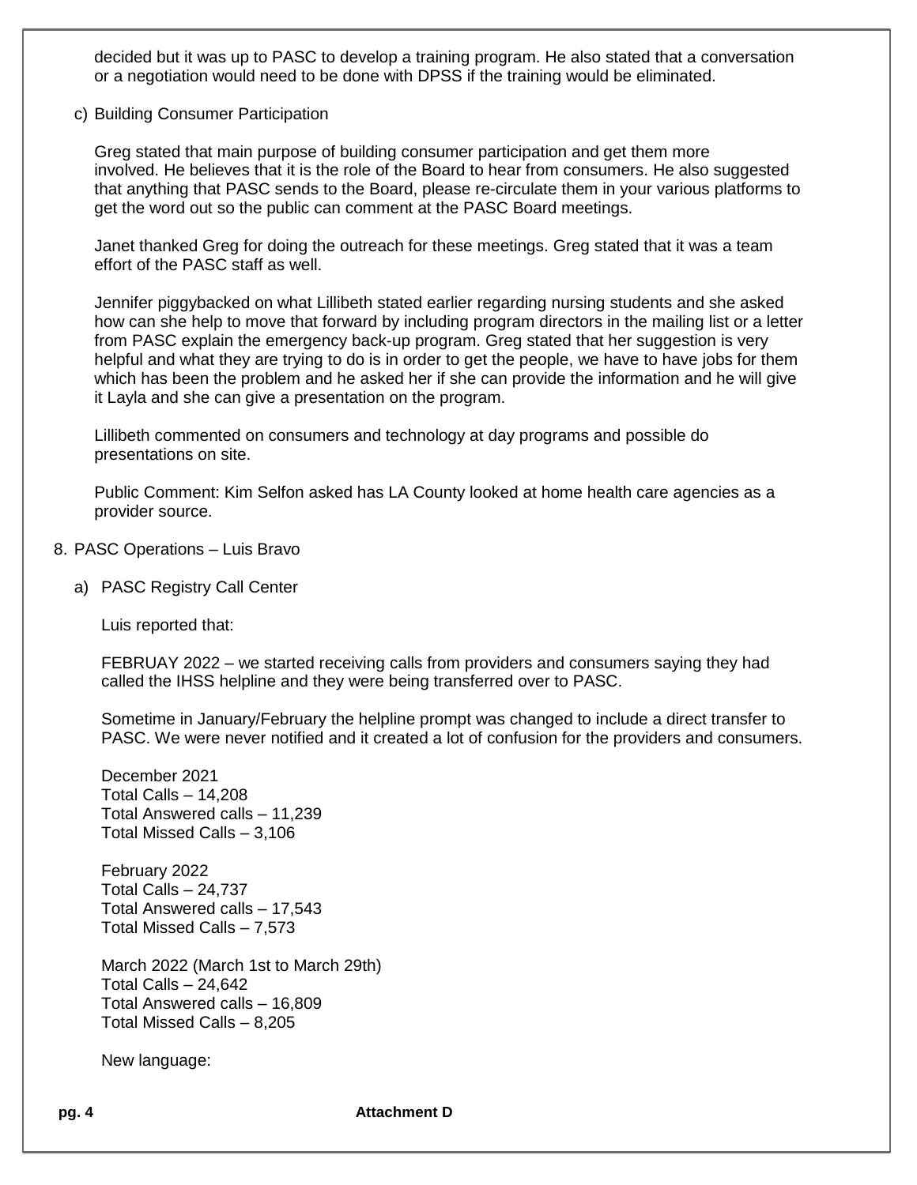decided but it was up to PASC to develop a training program. He also stated that a conversation or a negotiation would need to be done with DPSS if the training would be eliminated.

c) Building Consumer Participation

Greg stated that main purpose of building consumer participation and get them more involved. He believes that it is the role of the Board to hear from consumers. He also suggested that anything that PASC sends to the Board, please re-circulate them in your various platforms to get the word out so the public can comment at the PASC Board meetings.

Janet thanked Greg for doing the outreach for these meetings. Greg stated that it was a team effort of the PASC staff as well.

Jennifer piggybacked on what Lillibeth stated earlier regarding nursing students and she asked how can she help to move that forward by including program directors in the mailing list or a letter from PASC explain the emergency back-up program. Greg stated that her suggestion is very helpful and what they are trying to do is in order to get the people, we have to have jobs for them which has been the problem and he asked her if she can provide the information and he will give it Layla and she can give a presentation on the program.

Lillibeth commented on consumers and technology at day programs and possible do presentations on site.

Public Comment: Kim Selfon asked has LA County looked at home health care agencies as a provider source.

8. PASC Operations – Luis Bravo

a) PASC Registry Call Center

Luis reported that:

FEBRUAY 2022 – we started receiving calls from providers and consumers saying they had called the IHSS helpline and they were being transferred over to PASC.

Sometime in January/February the helpline prompt was changed to include a direct transfer to PASC. We were never notified and it created a lot of confusion for the providers and consumers.

December 2021
Total Calls – 14,208
Total Answered calls – 11,239
Total Missed Calls – 3,106

February 2022
Total Calls – 24,737
Total Answered calls – 17,543
Total Missed Calls – 7,573

March 2022 (March 1st to March 29th)
Total Calls – 24,642
Total Answered calls – 16,809
Total Missed Calls – 8,205

New language: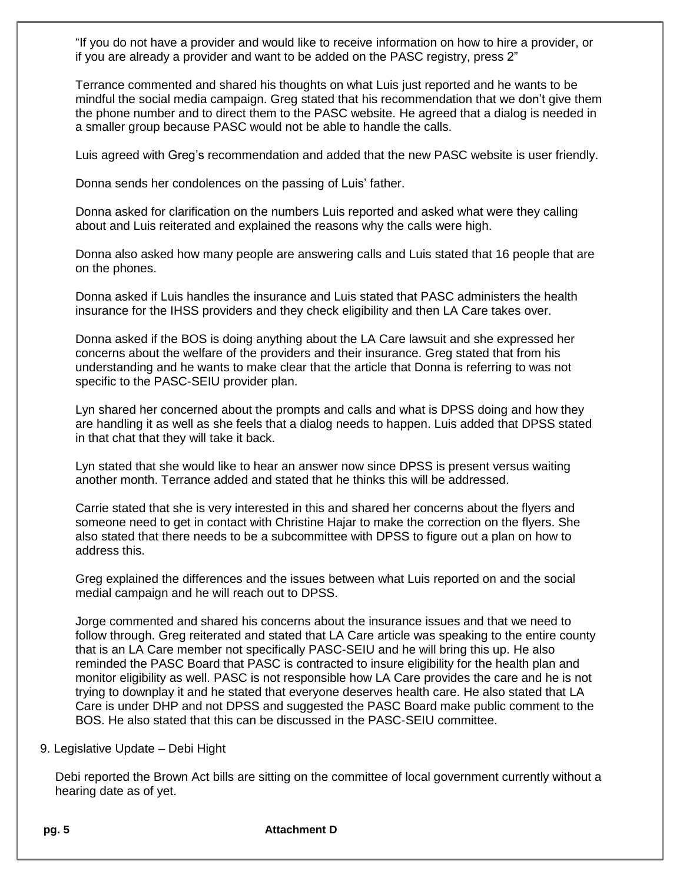"If you do not have a provider and would like to receive information on how to hire a provider, or if you are already a provider and want to be added on the PASC registry, press 2"

Terrance commented and shared his thoughts on what Luis just reported and he wants to be mindful the social media campaign. Greg stated that his recommendation that we don't give them the phone number and to direct them to the PASC website. He agreed that a dialog is needed in a smaller group because PASC would not be able to handle the calls.

Luis agreed with Greg's recommendation and added that the new PASC website is user friendly.

Donna sends her condolences on the passing of Luis' father.

Donna asked for clarification on the numbers Luis reported and asked what were they calling about and Luis reiterated and explained the reasons why the calls were high.

Donna also asked how many people are answering calls and Luis stated that 16 people that are on the phones.

Donna asked if Luis handles the insurance and Luis stated that PASC administers the health insurance for the IHSS providers and they check eligibility and then LA Care takes over.

Donna asked if the BOS is doing anything about the LA Care lawsuit and she expressed her concerns about the welfare of the providers and their insurance. Greg stated that from his understanding and he wants to make clear that the article that Donna is referring to was not specific to the PASC-SEIU provider plan.

Lyn shared her concerned about the prompts and calls and what is DPSS doing and how they are handling it as well as she feels that a dialog needs to happen. Luis added that DPSS stated in that chat that they will take it back.

Lyn stated that she would like to hear an answer now since DPSS is present versus waiting another month. Terrance added and stated that he thinks this will be addressed.

Carrie stated that she is very interested in this and shared her concerns about the flyers and someone need to get in contact with Christine Hajar to make the correction on the flyers. She also stated that there needs to be a subcommittee with DPSS to figure out a plan on how to address this.

Greg explained the differences and the issues between what Luis reported on and the social medial campaign and he will reach out to DPSS.

Jorge commented and shared his concerns about the insurance issues and that we need to follow through. Greg reiterated and stated that LA Care article was speaking to the entire county that is an LA Care member not specifically PASC-SEIU and he will bring this up. He also reminded the PASC Board that PASC is contracted to insure eligibility for the health plan and monitor eligibility as well. PASC is not responsible how LA Care provides the care and he is not trying to downplay it and he stated that everyone deserves health care. He also stated that LA Care is under DHP and not DPSS and suggested the PASC Board make public comment to the BOS. He also stated that this can be discussed in the PASC-SEIU committee.

9. Legislative Update – Debi Hight

Debi reported the Brown Act bills are sitting on the committee of local government currently without a hearing date as of yet.

**Attachment D**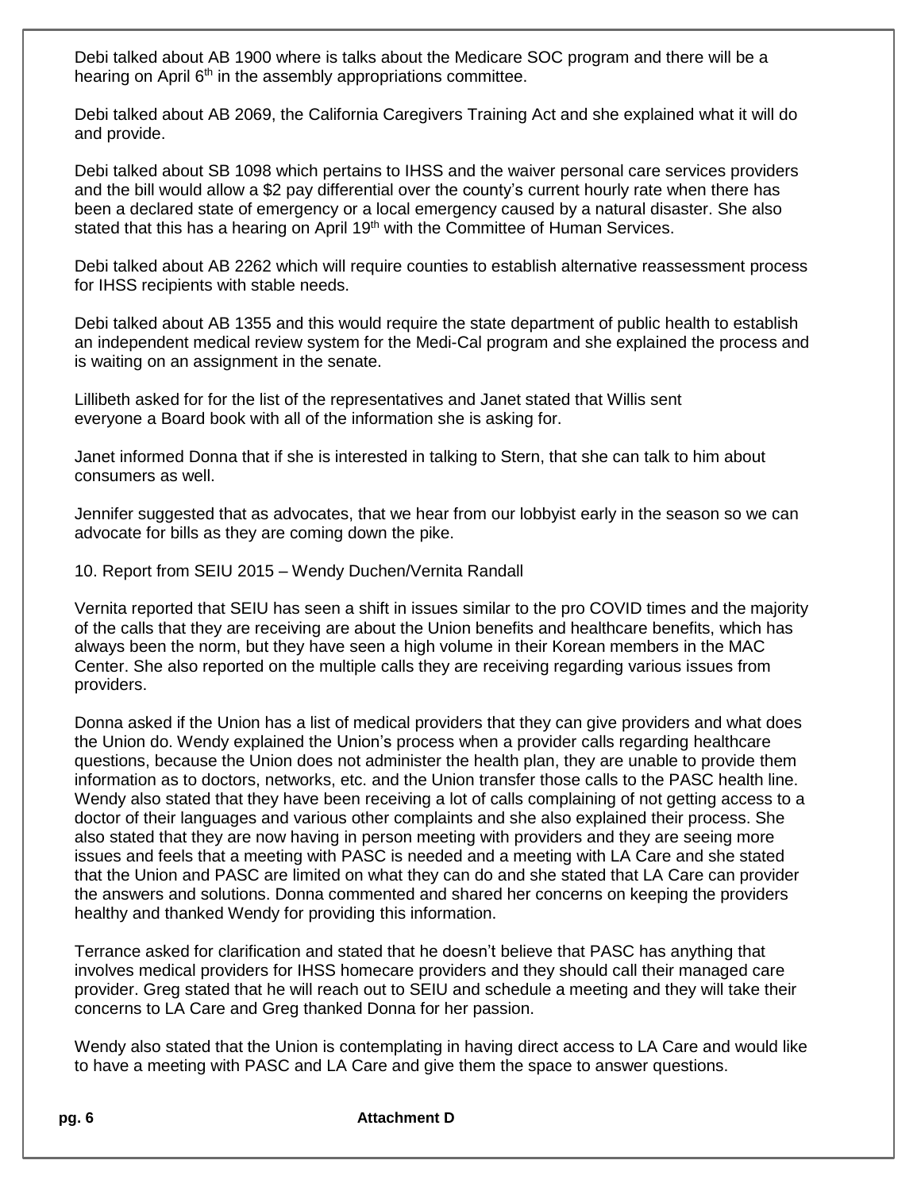Debi talked about AB 1900 where is talks about the Medicare SOC program and there will be a hearing on April 6th in the assembly appropriations committee.

Debi talked about AB 2069, the California Caregivers Training Act and she explained what it will do and provide.

Debi talked about SB 1098 which pertains to IHSS and the waiver personal care services providers and the bill would allow a $2 pay differential over the county's current hourly rate when there has been a declared state of emergency or a local emergency caused by a natural disaster. She also stated that this has a hearing on April 19th with the Committee of Human Services.

Debi talked about AB 2262 which will require counties to establish alternative reassessment process for IHSS recipients with stable needs.

Debi talked about AB 1355 and this would require the state department of public health to establish an independent medical review system for the Medi-Cal program and she explained the process and is waiting on an assignment in the senate.

Lillibeth asked for for the list of the representatives and Janet stated that Willis sent everyone a Board book with all of the information she is asking for.

Janet informed Donna that if she is interested in talking to Stern, that she can talk to him about consumers as well.

Jennifer suggested that as advocates, that we hear from our lobbyist early in the season so we can advocate for bills as they are coming down the pike.

10. Report from SEIU 2015 – Wendy Duchen/Vernita Randall

Vernita reported that SEIU has seen a shift in issues similar to the pro COVID times and the majority of the calls that they are receiving are about the Union benefits and healthcare benefits, which has always been the norm, but they have seen a high volume in their Korean members in the MAC Center. She also reported on the multiple calls they are receiving regarding various issues from providers.

Donna asked if the Union has a list of medical providers that they can give providers and what does the Union do. Wendy explained the Union's process when a provider calls regarding healthcare questions, because the Union does not administer the health plan, they are unable to provide them information as to doctors, networks, etc. and the Union transfer those calls to the PASC health line. Wendy also stated that they have been receiving a lot of calls complaining of not getting access to a doctor of their languages and various other complaints and she also explained their process. She also stated that they are now having in person meeting with providers and they are seeing more issues and feels that a meeting with PASC is needed and a meeting with LA Care and she stated that the Union and PASC are limited on what they can do and she stated that LA Care can provider the answers and solutions. Donna commented and shared her concerns on keeping the providers healthy and thanked Wendy for providing this information.

Terrance asked for clarification and stated that he doesn't believe that PASC has anything that involves medical providers for IHSS homecare providers and they should call their managed care provider. Greg stated that he will reach out to SEIU and schedule a meeting and they will take their concerns to LA Care and Greg thanked Donna for her passion.

Wendy also stated that the Union is contemplating in having direct access to LA Care and would like to have a meeting with PASC and LA Care and give them the space to answer questions.

**Attachment D**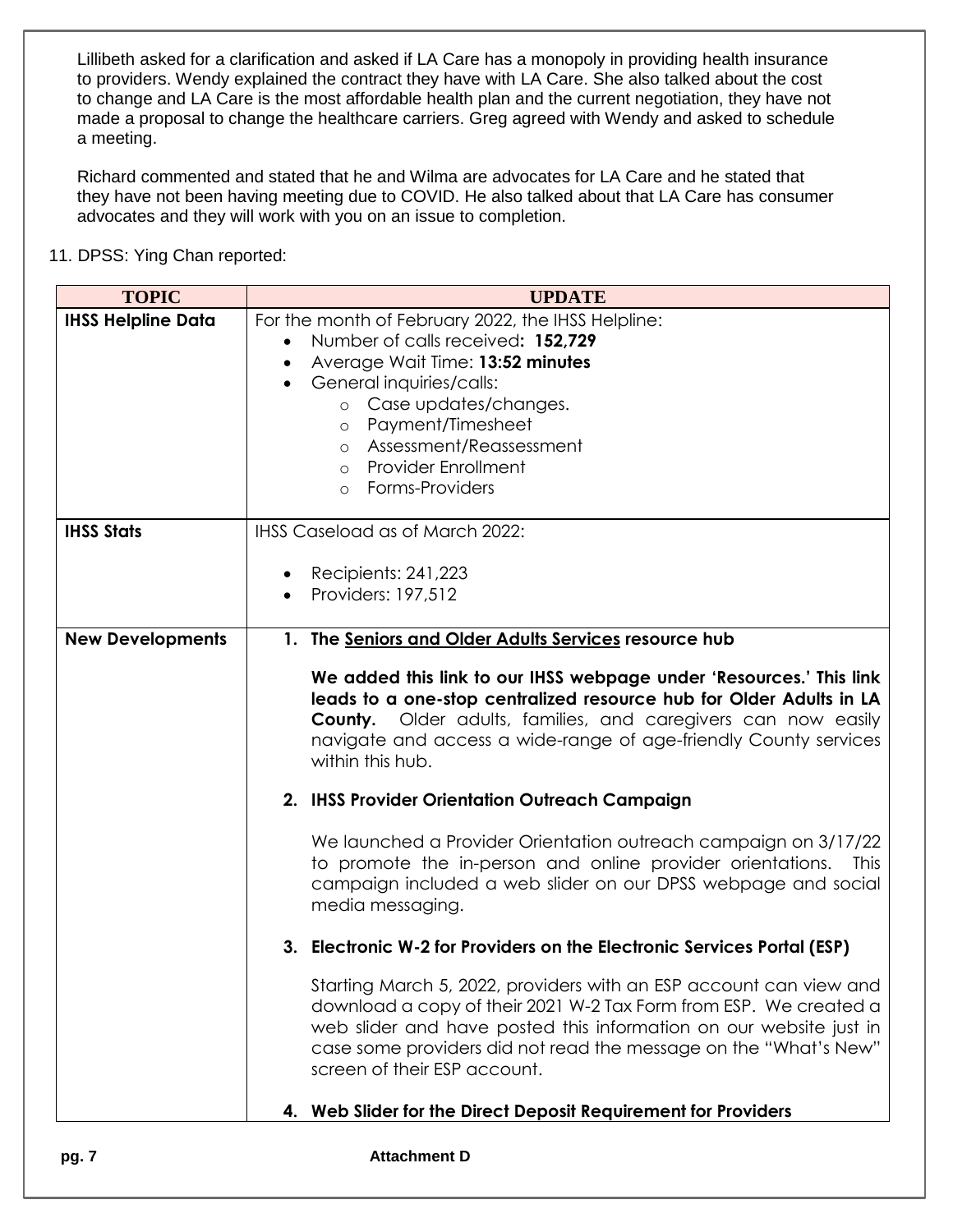Lillibeth asked for a clarification and asked if LA Care has a monopoly in providing health insurance to providers. Wendy explained the contract they have with LA Care. She also talked about the cost to change and LA Care is the most affordable health plan and the current negotiation, they have not made a proposal to change the healthcare carriers. Greg agreed with Wendy and asked to schedule a meeting.

Richard commented and stated that he and Wilma are advocates for LA Care and he stated that they have not been having meeting due to COVID. He also talked about that LA Care has consumer advocates and they will work with you on an issue to completion.

11. DPSS: Ying Chan reported:

| TOPIC | UPDATE |
|---|---|
| **IHSS Helpline Data** | For the month of February 2022, the IHSS Helpline:<br>• Number of calls received**: 152,729**<br>• Average Wait Time: **13:52 minutes**<br>• General inquiries/calls:<br>  ○ Case updates/changes.<br>  ○ Payment/Timesheet<br>  ○ Assessment/Reassessment<br>  ○ Provider Enrollment<br>  ○ Forms-Providers |
| **IHSS Stats** | IHSS Caseload as of March 2022:<br>• Recipients: 241,223<br>• Providers: 197,512 |
| **New Developments** | **1. The Seniors and Older Adults Services resource hub**<br><br>**We added this link to our IHSS webpage under 'Resources.' This link leads to a one-stop centralized resource hub for Older Adults in LA County.** Older adults, families, and caregivers can now easily navigate and access a wide-range of age-friendly County services within this hub.<br><br>**2. IHSS Provider Orientation Outreach Campaign**<br><br>We launched a Provider Orientation outreach campaign on 3/17/22 to promote the in-person and online provider orientations. This campaign included a web slider on our DPSS webpage and social media messaging.<br><br>**3. Electronic W-2 for Providers on the Electronic Services Portal (ESP)**<br><br>Starting March 5, 2022, providers with an ESP account can view and download a copy of their 2021 W-2 Tax Form from ESP. We created a web slider and have posted this information on our website just in case some providers did not read the message on the "What's New" screen of their ESP account.<br><br>**4. Web Slider for the Direct Deposit Requirement for Providers** |

Attachment D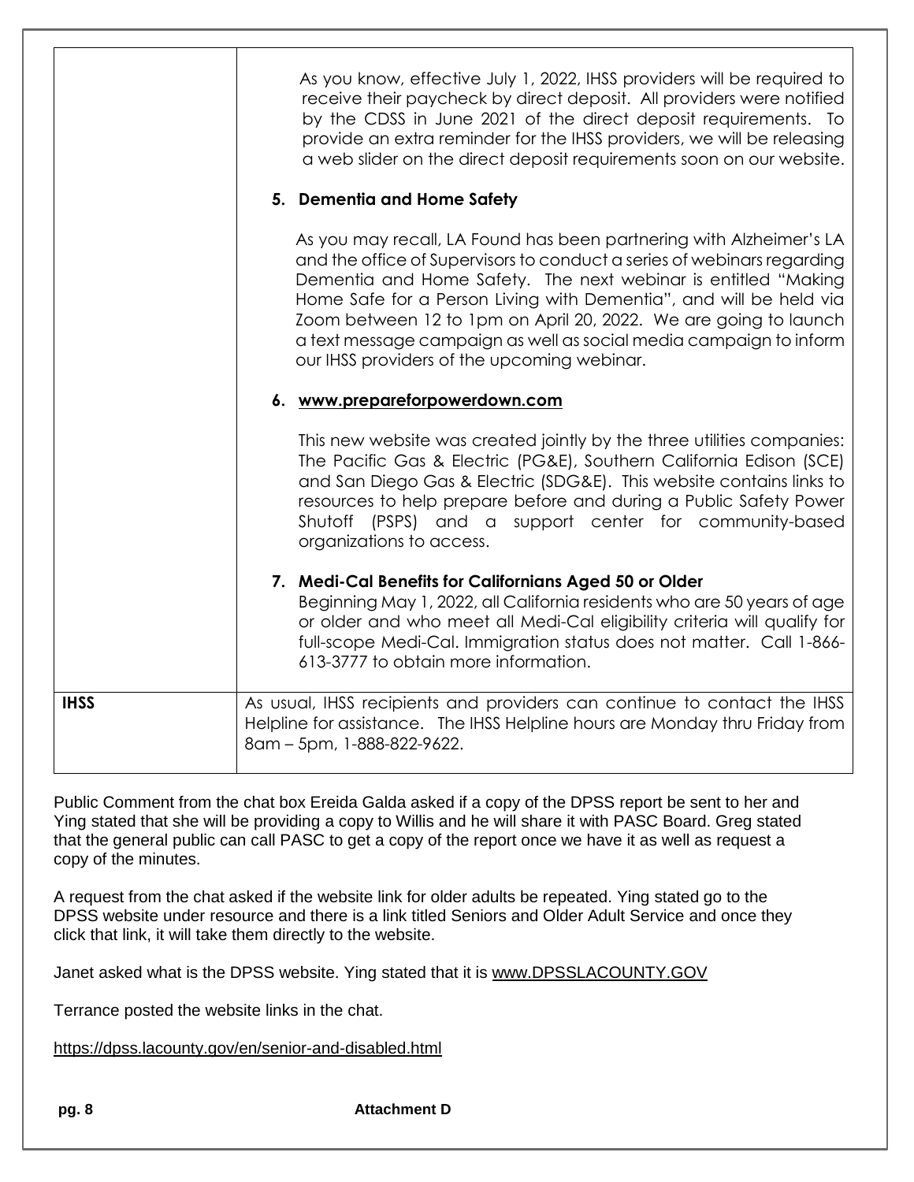| | |
|---|---|
| | As you know, effective July 1, 2022, IHSS providers will be required to receive their paycheck by direct deposit. All providers were notified by the CDSS in June 2021 of the direct deposit requirements. To provide an extra reminder for the IHSS providers, we will be releasing a web slider on the direct deposit requirements soon on our website.<br><br>**5. Dementia and Home Safety**<br><br>As you may recall, LA Found has been partnering with Alzheimer's LA and the office of Supervisors to conduct a series of webinars regarding Dementia and Home Safety. The next webinar is entitled "Making Home Safe for a Person Living with Dementia", and will be held via Zoom between 12 to 1pm on April 20, 2022. We are going to launch a text message campaign as well as social media campaign to inform our IHSS providers of the upcoming webinar.<br><br>**6. www.prepareforpowerdown.com**<br><br>This new website was created jointly by the three utilities companies: The Pacific Gas & Electric (PG&E), Southern California Edison (SCE) and San Diego Gas & Electric (SDG&E). This website contains links to resources to help prepare before and during a Public Safety Power Shutoff (PSPS) and a support center for community-based organizations to access.<br><br>**7. Medi-Cal Benefits for Californians Aged 50 or Older**<br>Beginning May 1, 2022, all California residents who are 50 years of age or older and who meet all Medi-Cal eligibility criteria will qualify for full-scope Medi-Cal. Immigration status does not matter. Call 1-866-613-3777 to obtain more information. |
| **IHSS** | As usual, IHSS recipients and providers can continue to contact the IHSS Helpline for assistance. The IHSS Helpline hours are Monday thru Friday from 8am – 5pm, 1-888-822-9622. |

Public Comment from the chat box Ereida Galda asked if a copy of the DPSS report be sent to her and Ying stated that she will be providing a copy to Willis and he will share it with PASC Board. Greg stated that the general public can call PASC to get a copy of the report once we have it as well as request a copy of the minutes.

A request from the chat asked if the website link for older adults be repeated. Ying stated go to the DPSS website under resource and there is a link titled Seniors and Older Adult Service and once they click that link, it will take them directly to the website.

Janet asked what is the DPSS website. Ying stated that it is www.DPSSLACOUNTY.GOV

Terrance posted the website links in the chat.

https://dpss.lacounty.gov/en/senior-and-disabled.html

Attachment D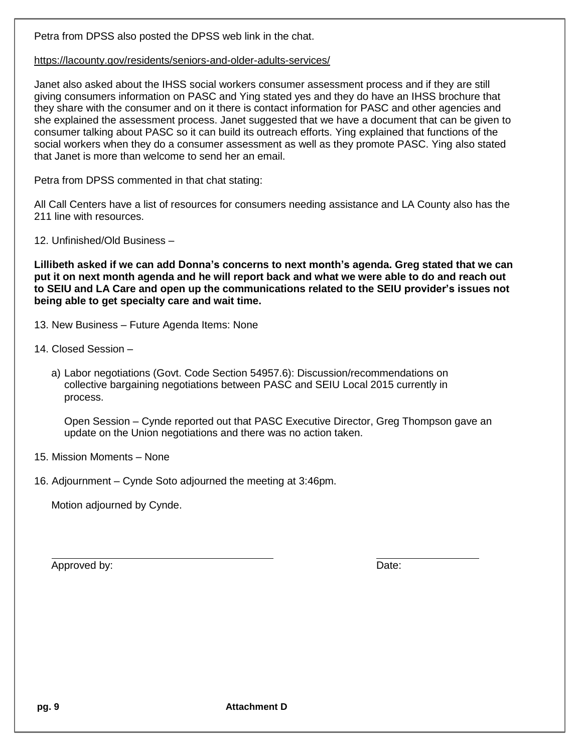Petra from DPSS also posted the DPSS web link in the chat.

https://lacounty.gov/residents/seniors-and-older-adults-services/

Janet also asked about the IHSS social workers consumer assessment process and if they are still giving consumers information on PASC and Ying stated yes and they do have an IHSS brochure that they share with the consumer and on it there is contact information for PASC and other agencies and she explained the assessment process. Janet suggested that we have a document that can be given to consumer talking about PASC so it can build its outreach efforts. Ying explained that functions of the social workers when they do a consumer assessment as well as they promote PASC. Ying also stated that Janet is more than welcome to send her an email.

Petra from DPSS commented in that chat stating:

All Call Centers have a list of resources for consumers needing assistance and LA County also has the 211 line with resources.

12. Unfinished/Old Business –

**Lillibeth asked if we can add Donna's concerns to next month's agenda. Greg stated that we can put it on next month agenda and he will report back and what we were able to do and reach out to SEIU and LA Care and open up the communications related to the SEIU provider's issues not being able to get specialty care and wait time.**

13. New Business – Future Agenda Items: None

14. Closed Session –

   a) Labor negotiations (Govt. Code Section 54957.6): Discussion/recommendations on collective bargaining negotiations between PASC and SEIU Local 2015 currently in process.

      Open Session – Cynde reported out that PASC Executive Director, Greg Thompson gave an update on the Union negotiations and there was no action taken.

15. Mission Moments – None

16. Adjournment – Cynde Soto adjourned the meeting at 3:46pm.

    Motion adjourned by Cynde.

Approved by: ______________________________ Date: ______________

Attachment D